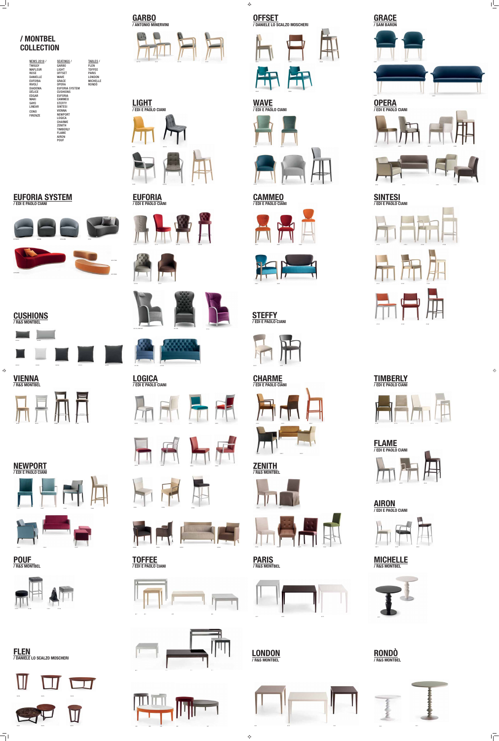# / MONTBEL COLLECTION

NEWS 2018 /
- TWIGGY
- MAFLEUR
- ROSE
- DANIELLE
- EUFORIA
- RIVOLÌ
- DIADEMA
- DÉLICE
- EDGAR
- MAKI
- SAYO
- LINEAR
- CONO
- FIRENZE

SEATINGS /
- GARBO
- LIGHT
- OFFSET
- WAVE
- GRACE
- OPERA
- EUFORIA SYSTEM
- CUSHIONS
- EUFORIA
- CAMMEO
- STEFFY
- SINTESI
- VIENNA
- NEWPORT
- LOGICA
- CHARME
- ZENITH
- TIMBERLY
- FLAME
- AIRON
- POUF

TABLES /
- FLEN
- TOFFEE
- PARIS
- LONDON
- MICHELLE
- RONDÒ

## GARBO
/ ANTONIO MINERVINI

## OFFSET
/ DANIELE LO SCALZO MOSCHERI

## GRACE
/ SAM BARON

## LIGHT
/ EDI E PAOLO CIANI

## WAVE
/ EDI E PAOLO CIANI

## OPERA
/ EDI E PAOLO CIANI

## EUFORIA SYSTEM
/ EDI E PAOLO CIANI

## EUFORIA
/ EDI E PAOLO CIANI

## CAMMEO
/ EDI E PAOLO CIANI

## SINTESI
/ EDI E PAOLO CIANI

## CUSHIONS
/ R&S MONTBEL

## STEFFY
/ EDI E PAOLO CIANI

## VIENNA
/ R&S MONTBEL

## LOGICA
/ EDI E PAOLO CIANI

## CHARME
/ EDI E PAOLO CIANI

## TIMBERLY
/ EDI E PAOLO CIANI

## FLAME
/ EDI E PAOLO CIANI

## NEWPORT
/ EDI E PAOLO CIANI

## ZENITH
/ R&S MONTBEL

## AIRON
/ EDI E PAOLO CIANI

## POUF
/ R&S MONTBEL

## TOFFEE
/ EDI E PAOLO CIANI

## PARIS
/ R&S MONTBEL

## MICHELLE
/ R&S MONTBEL

## FLEN
/ DANIELE LO SCALZO MOSCHERI

## LONDON
/ R&S MONTBEL

## RONDÒ
/ R&S MONTBEL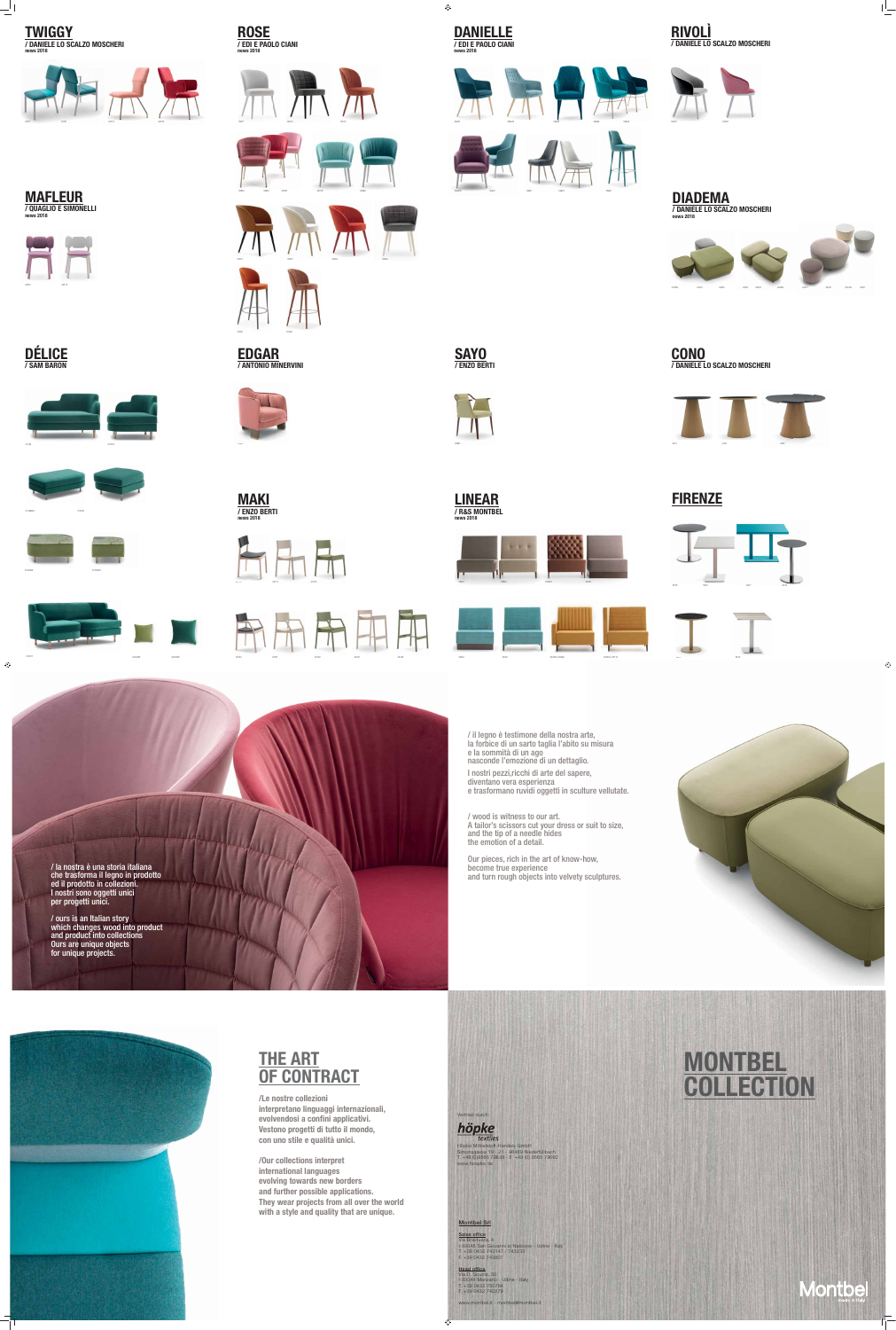## TWIGGY
/ DANIELE LO SCALZO MOSCHERI
news 2018

## ROSE
/ EDI E PAOLO CIANI
news 2018

## DANIELLE
/ EDI E PAOLO CIANI
news 2018

## RIVOLÌ
/ DANIELE LO SCALZO MOSCHERI

## MAFLEUR
/ QUAGLIO E SIMONELLI
news 2018

## DIADEMA
/ DANIELE LO SCALZO MOSCHERI
news 2018

## DÉLICE
/ SAM BARON

## EDGAR
/ ANTONIO MINERVINI

## SAYO
/ ENZO BERTI

## CONO
/ DANIELE LO SCALZO MOSCHERI

## MAKI
/ ENZO BERTI
news 2018

## LINEAR
/ R&S MONTBEL
news 2018

## FIRENZE

/ la nostra è una storia italiana
che trasforma il legno in prodotto
ed il prodotto in collezioni.
I nostri sono oggetti unici
per progetti unici.

/ ours is an Italian story
which changes wood into product
and product into collections
Ours are unique objects
for unique projects.

/ il legno è testimone della nostra arte,
la forbice di un sarto taglia l'abito su misura
e la sommità di un ago
nasconde l'emozione di un dettaglio.

I nostri pezzi,ricchi di arte del sapere,
diventano vera esperienza
e trasformano ruvidi oggetti in sculture vellutate.

/ wood is witness to our art.
A tailor's scissors cut your dress or suit to size,
and the tip of a needle hides
the emotion of a detail.

Our pieces, rich in the art of know-how,
become true experience
and turn rough objects into velvety sculptures.

## THE ART OF CONTRACT

/Le nostre collezioni
interpretano linguaggi internazionali,
evolvendosi a confini applicativi.
Vestono progetti di tutto il mondo,
con uno stile e qualità unici.

/Our collections interpret
international languages
evolving towards new borders
and further possible applications.
They wear projects from all over the world
with a style and quality that are unique.

## MONTBEL COLLECTION

Vertrieb durch:

höpke textiles

Höpke Möbelstoff-Handels GmbH
Simonsgasse 19 - 21 · 96489 Niederfüllbach
T. +49 (0)9565 79630 · F. +49 (0) 9565 79660
www.hoepke.de

Montbel Srl

Sales office
Via Bradizza, 8
I-33048 San Giovanni al Natisone - Udine - Italy
T. +39 0432 743147 / 743233
F. +39 0432 743807

Head office
Via G. Sciuro, 30
I-33044 Manzano - Udine - Italy
T. +39 0432 750784
F. +39 0432 740279

www.montbel.it - montbel@montbel.it

Montbel
made in Italy